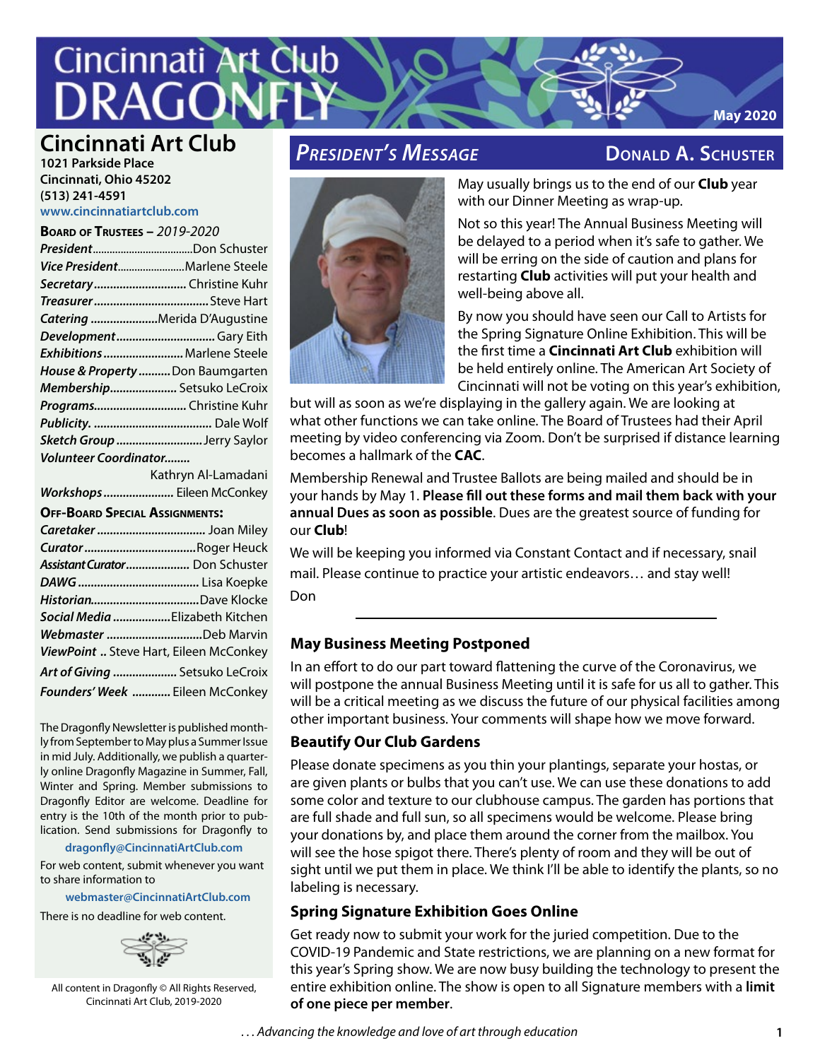# Cincinnati Art Club DRAGONFLY

May 2020

## Cincinnati Art Club

**1021 Parkside Place**
**Cincinnati, Ohio 45202**
**(513) 241-4591**
**www.cincinnatiartclub.com**

### Board of Trustees – *2019-2020*

- ***President*** ........ Don Schuster
- ***Vice President*** ........ Marlene Steele
- ***Secretary*** ........ Christine Kuhr
- ***Treasurer*** ........ Steve Hart
- ***Catering*** ........ Merida D'Augustine
- ***Development*** ........ Gary Eith
- ***Exhibitions*** ........ Marlene Steele
- ***House & Property*** ........ Don Baumgarten
- ***Membership*** ........ Setsuko LeCroix
- ***Programs*** ........ Christine Kuhr
- ***Publicity.*** ........ Dale Wolf
- ***Sketch Group*** ........ Jerry Saylor
- ***Volunteer Coordinator*** ........ Kathryn Al-Lamadani
- ***Workshops*** ........ Eileen McConkey

### Off-Board Special Assignments:

- ***Caretaker*** ........ Joan Miley
- ***Curator*** ........ Roger Heuck
- ***Assistant Curator*** ........ Don Schuster
- ***DAWG*** ........ Lisa Koepke
- ***Historian*** ........ Dave Klocke
- ***Social Media*** ........ Elizabeth Kitchen
- ***Webmaster*** ........ Deb Marvin
- ***ViewPoint*** .. Steve Hart, Eileen McConkey
- ***Art of Giving*** ........ Setsuko LeCroix
- ***Founders' Week*** ........ Eileen McConkey

The Dragonfly Newsletter is published monthly from September to May plus a Summer Issue in mid July. Additionally, we publish a quarterly online Dragonfly Magazine in Summer, Fall, Winter and Spring. Member submissions to Dragonfly Editor are welcome. Deadline for entry is the 10th of the month prior to publication. Send submissions for Dragonfly to

**dragonfly@CincinnatiArtClub.com**

For web content, submit whenever you want to share information to

**webmaster@CincinnatiArtClub.com**

There is no deadline for web content.

All content in Dragonfly © All Rights Reserved, Cincinnati Art Club, 2019-2020

## *President's Message* — Donald A. Schuster

May usually brings us to the end of our **Club** year with our Dinner Meeting as wrap-up.

Not so this year! The Annual Business Meeting will be delayed to a period when it's safe to gather. We will be erring on the side of caution and plans for restarting **Club** activities will put your health and well-being above all.

By now you should have seen our Call to Artists for the Spring Signature Online Exhibition. This will be the first time a **Cincinnati Art Club** exhibition will be held entirely online. The American Art Society of Cincinnati will not be voting on this year's exhibition, but will as soon as we're displaying in the gallery again. We are looking at what other functions we can take online. The Board of Trustees had their April meeting by video conferencing via Zoom. Don't be surprised if distance learning becomes a hallmark of the **CAC**.

Membership Renewal and Trustee Ballots are being mailed and should be in your hands by May 1. **Please fill out these forms and mail them back with your annual Dues as soon as possible**. Dues are the greatest source of funding for our **Club**!

We will be keeping you informed via Constant Contact and if necessary, snail mail. Please continue to practice your artistic endeavors… and stay well!

Don

---

### May Business Meeting Postponed

In an effort to do our part toward flattening the curve of the Coronavirus, we will postpone the annual Business Meeting until it is safe for us all to gather. This will be a critical meeting as we discuss the future of our physical facilities among other important business. Your comments will shape how we move forward.

### Beautify Our Club Gardens

Please donate specimens as you thin your plantings, separate your hostas, or are given plants or bulbs that you can't use. We can use these donations to add some color and texture to our clubhouse campus. The garden has portions that are full shade and full sun, so all specimens would be welcome. Please bring your donations by, and place them around the corner from the mailbox. You will see the hose spigot there. There's plenty of room and they will be out of sight until we put them in place. We think I'll be able to identify the plants, so no labeling is necessary.

### Spring Signature Exhibition Goes Online

Get ready now to submit your work for the juried competition. Due to the COVID-19 Pandemic and State restrictions, we are planning on a new format for this year's Spring show. We are now busy building the technology to present the entire exhibition online. The show is open to all Signature members with a **limit of one piece per member**.

*. . . Advancing the knowledge and love of art through education*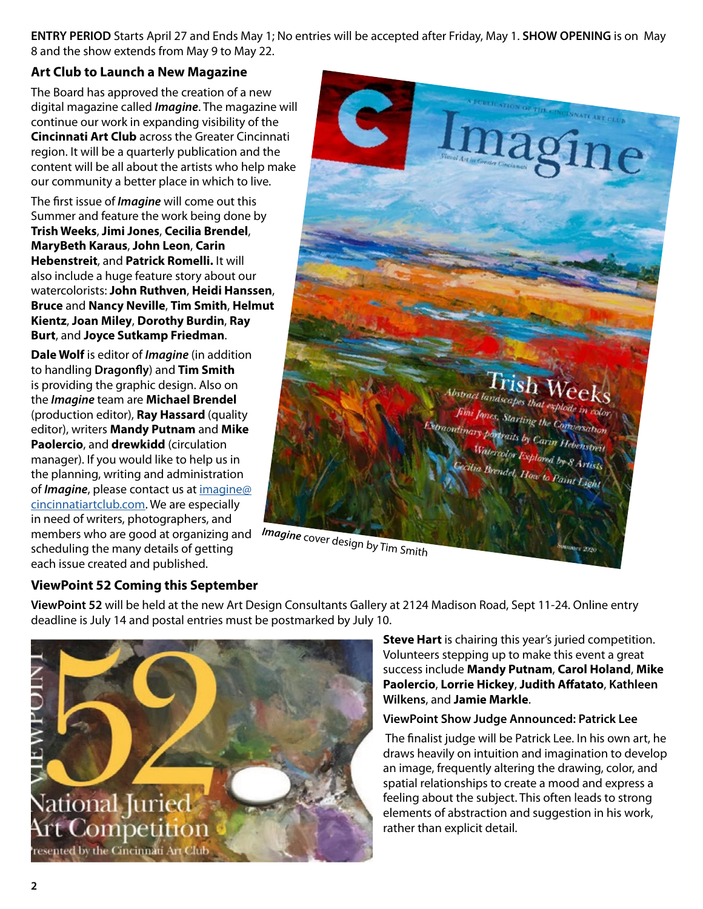**ENTRY PERIOD** Starts April 27 and Ends May 1; No entries will be accepted after Friday, May 1. **SHOW OPENING** is on May 8 and the show extends from May 9 to May 22.

## Art Club to Launch a New Magazine

The Board has approved the creation of a new digital magazine called ***Imagine***. The magazine will continue our work in expanding visibility of the **Cincinnati Art Club** across the Greater Cincinnati region. It will be a quarterly publication and the content will be all about the artists who help make our community a better place in which to live.

The first issue of ***Imagine*** will come out this Summer and feature the work being done by **Trish Weeks**, **Jimi Jones**, **Cecilia Brendel**, **MaryBeth Karaus**, **John Leon**, **Carin Hebenstreit**, and **Patrick Romelli.** It will also include a huge feature story about our watercolorists: **John Ruthven**, **Heidi Hanssen**, **Bruce** and **Nancy Neville**, **Tim Smith**, **Helmut Kientz**, **Joan Miley**, **Dorothy Burdin**, **Ray Burt**, and **Joyce Sutkamp Friedman**.

**Dale Wolf** is editor of ***Imagine*** (in addition to handling **Dragonfly**) and **Tim Smith** is providing the graphic design. Also on the ***Imagine*** team are **Michael Brendel** (production editor), **Ray Hassard** (quality editor), writers **Mandy Putnam** and **Mike Paolercio**, and **drewkidd** (circulation manager). If you would like to help us in the planning, writing and administration of ***Imagine***, please contact us at imagine@cincinnatiartclub.com. We are especially in need of writers, photographers, and members who are good at organizing and scheduling the many details of getting each issue created and published.

***Imagine*** cover design by Tim Smith

## ViewPoint 52 Coming this September

**ViewPoint 52** will be held at the new Art Design Consultants Gallery at 2124 Madison Road, Sept 11-24. Online entry deadline is July 14 and postal entries must be postmarked by July 10.

**Steve Hart** is chairing this year's juried competition. Volunteers stepping up to make this event a great success include **Mandy Putnam**, **Carol Holand**, **Mike Paolercio**, **Lorrie Hickey**, **Judith Affatato**, Kathleen **Wilkens**, and **Jamie Markle**.

### ViewPoint Show Judge Announced: Patrick Lee

The finalist judge will be Patrick Lee. In his own art, he draws heavily on intuition and imagination to develop an image, frequently altering the drawing, color, and spatial relationships to create a mood and express a feeling about the subject. This often leads to strong elements of abstraction and suggestion in his work, rather than explicit detail.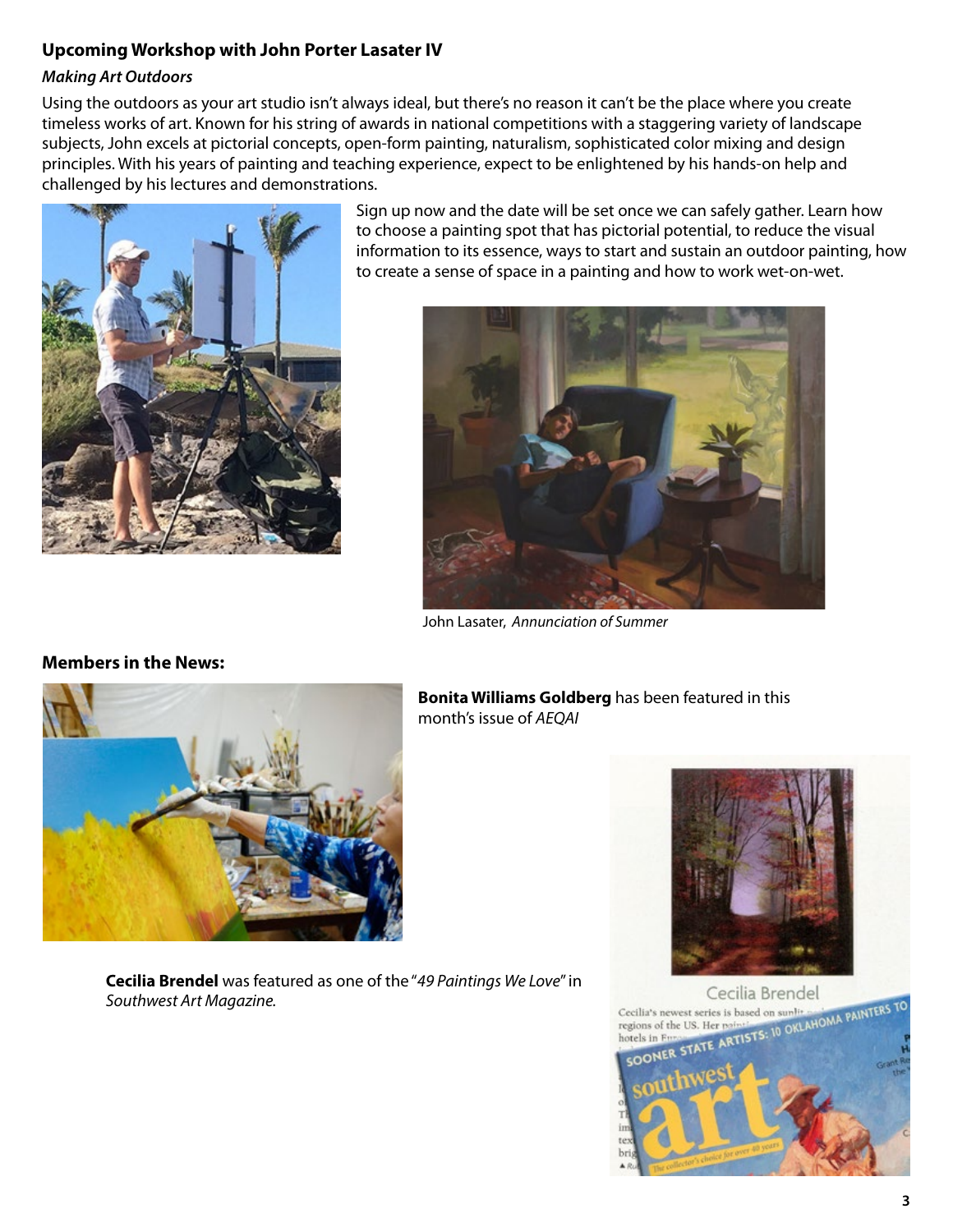## Upcoming Workshop with John Porter Lasater IV

### *Making Art Outdoors*

Using the outdoors as your art studio isn't always ideal, but there's no reason it can't be the place where you create timeless works of art. Known for his string of awards in national competitions with a staggering variety of landscape subjects, John excels at pictorial concepts, open-form painting, naturalism, sophisticated color mixing and design principles. With his years of painting and teaching experience, expect to be enlightened by his hands-on help and challenged by his lectures and demonstrations.

Sign up now and the date will be set once we can safely gather. Learn how to choose a painting spot that has pictorial potential, to reduce the visual information to its essence, ways to start and sustain an outdoor painting, how to create a sense of space in a painting and how to work wet-on-wet.

John Lasater, *Annunciation of Summer*

## Members in the News:

**Bonita Williams Goldberg** has been featured in this month's issue of *AEQAI*

**Cecilia Brendel** was featured as one of the "*49 Paintings We Love*" in *Southwest Art Magazine.*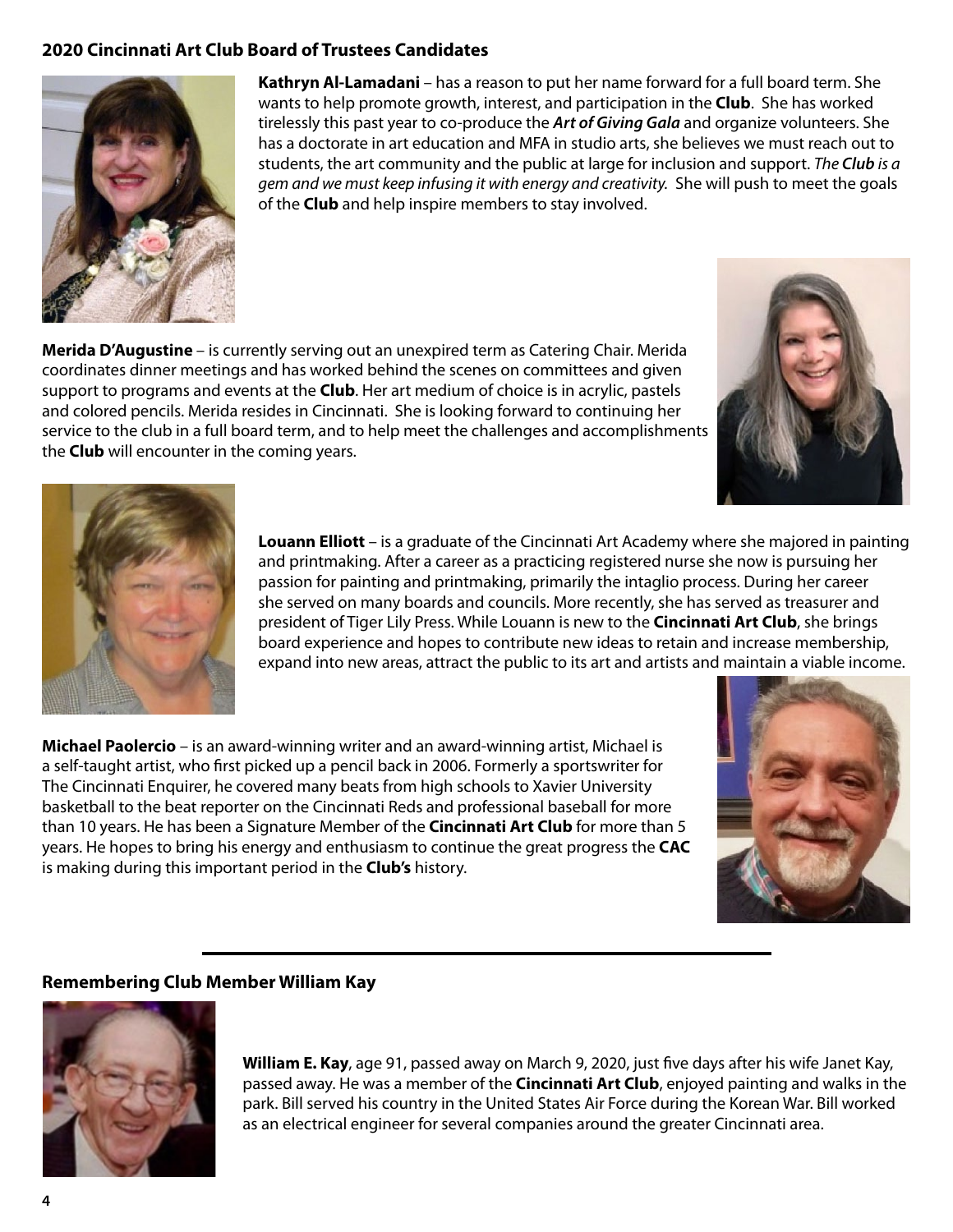## 2020 Cincinnati Art Club Board of Trustees Candidates

**Kathryn Al-Lamadani** – has a reason to put her name forward for a full board term. She wants to help promote growth, interest, and participation in the **Club**. She has worked tirelessly this past year to co-produce the ***Art of Giving Gala*** and organize volunteers. She has a doctorate in art education and MFA in studio arts, she believes we must reach out to students, the art community and the public at large for inclusion and support. *The **Club** is a gem and we must keep infusing it with energy and creativity.* She will push to meet the goals of the **Club** and help inspire members to stay involved.

**Merida D'Augustine** – is currently serving out an unexpired term as Catering Chair. Merida coordinates dinner meetings and has worked behind the scenes on committees and given support to programs and events at the **Club**. Her art medium of choice is in acrylic, pastels and colored pencils. Merida resides in Cincinnati. She is looking forward to continuing her service to the club in a full board term, and to help meet the challenges and accomplishments the **Club** will encounter in the coming years.

**Louann Elliott** – is a graduate of the Cincinnati Art Academy where she majored in painting and printmaking. After a career as a practicing registered nurse she now is pursuing her passion for painting and printmaking, primarily the intaglio process. During her career she served on many boards and councils. More recently, she has served as treasurer and president of Tiger Lily Press. While Louann is new to the **Cincinnati Art Club**, she brings board experience and hopes to contribute new ideas to retain and increase membership, expand into new areas, attract the public to its art and artists and maintain a viable income.

**Michael Paolercio** – is an award-winning writer and an award-winning artist, Michael is a self-taught artist, who first picked up a pencil back in 2006. Formerly a sportswriter for The Cincinnati Enquirer, he covered many beats from high schools to Xavier University basketball to the beat reporter on the Cincinnati Reds and professional baseball for more than 10 years. He has been a Signature Member of the **Cincinnati Art Club** for more than 5 years. He hopes to bring his energy and enthusiasm to continue the great progress the **CAC** is making during this important period in the **Club's** history.

---

## Remembering Club Member William Kay

**William E. Kay**, age 91, passed away on March 9, 2020, just five days after his wife Janet Kay, passed away. He was a member of the **Cincinnati Art Club**, enjoyed painting and walks in the park. Bill served his country in the United States Air Force during the Korean War. Bill worked as an electrical engineer for several companies around the greater Cincinnati area.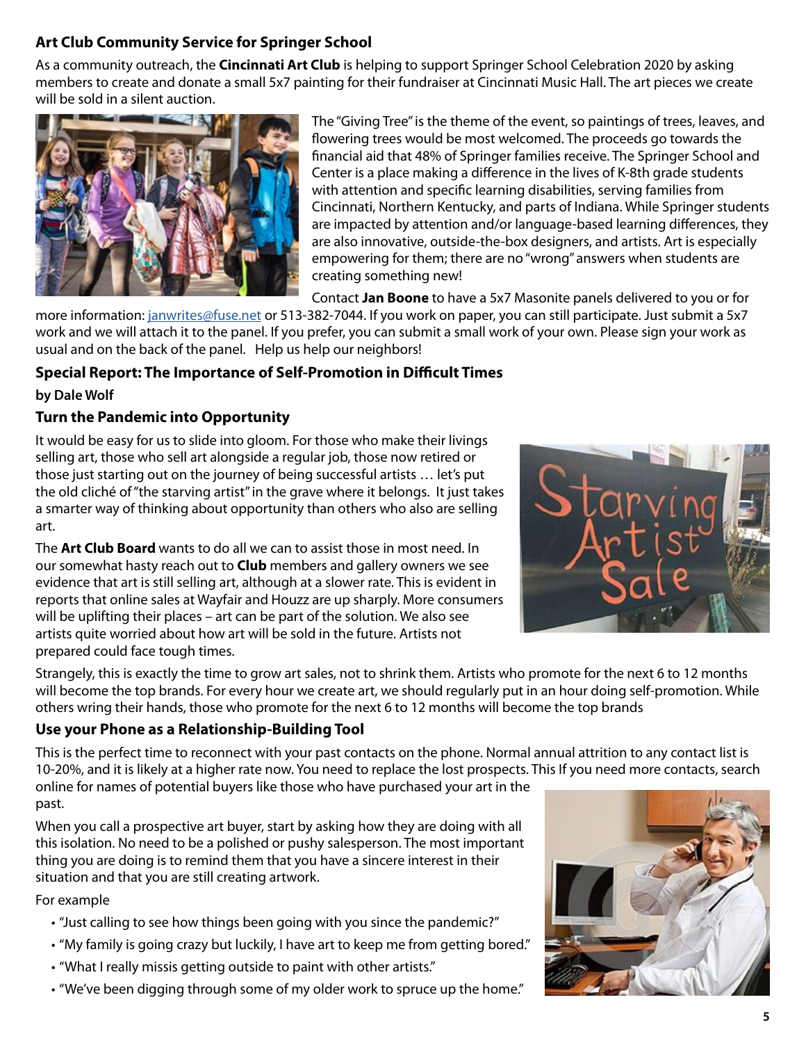## Art Club Community Service for Springer School

As a community outreach, the **Cincinnati Art Club** is helping to support Springer School Celebration 2020 by asking members to create and donate a small 5x7 painting for their fundraiser at Cincinnati Music Hall. The art pieces we create will be sold in a silent auction.

The "Giving Tree" is the theme of the event, so paintings of trees, leaves, and flowering trees would be most welcomed. The proceeds go towards the financial aid that 48% of Springer families receive. The Springer School and Center is a place making a difference in the lives of K-8th grade students with attention and specific learning disabilities, serving families from Cincinnati, Northern Kentucky, and parts of Indiana. While Springer students are impacted by attention and/or language-based learning differences, they are also innovative, outside-the-box designers, and artists. Art is especially empowering for them; there are no "wrong" answers when students are creating something new!

Contact **Jan Boone** to have a 5x7 Masonite panels delivered to you or for more information: janwrites@fuse.net or 513-382-7044. If you work on paper, you can still participate. Just submit a 5x7 work and we will attach it to the panel. If you prefer, you can submit a small work of your own. Please sign your work as usual and on the back of the panel. Help us help our neighbors!

## Special Report: The Importance of Self-Promotion in Difficult Times

**by Dale Wolf**

### Turn the Pandemic into Opportunity

It would be easy for us to slide into gloom. For those who make their livings selling art, those who sell art alongside a regular job, those now retired or those just starting out on the journey of being successful artists … let's put the old cliché of "the starving artist" in the grave where it belongs. It just takes a smarter way of thinking about opportunity than others who also are selling art.

The **Art Club Board** wants to do all we can to assist those in most need. In our somewhat hasty reach out to **Club** members and gallery owners we see evidence that art is still selling art, although at a slower rate. This is evident in reports that online sales at Wayfair and Houzz are up sharply. More consumers will be uplifting their places – art can be part of the solution. We also see artists quite worried about how art will be sold in the future. Artists not prepared could face tough times.

Strangely, this is exactly the time to grow art sales, not to shrink them. Artists who promote for the next 6 to 12 months will become the top brands. For every hour we create art, we should regularly put in an hour doing self-promotion. While others wring their hands, those who promote for the next 6 to 12 months will become the top brands

### Use your Phone as a Relationship-Building Tool

This is the perfect time to reconnect with your past contacts on the phone. Normal annual attrition to any contact list is 10-20%, and it is likely at a higher rate now. You need to replace the lost prospects. This If you need more contacts, search online for names of potential buyers like those who have purchased your art in the past.

When you call a prospective art buyer, start by asking how they are doing with all this isolation. No need to be a polished or pushy salesperson. The most important thing you are doing is to remind them that you have a sincere interest in their situation and that you are still creating artwork.

For example

- "Just calling to see how things been going with you since the pandemic?"
- "My family is going crazy but luckily, I have art to keep me from getting bored."
- "What I really missis getting outside to paint with other artists."
- "We've been digging through some of my older work to spruce up the home."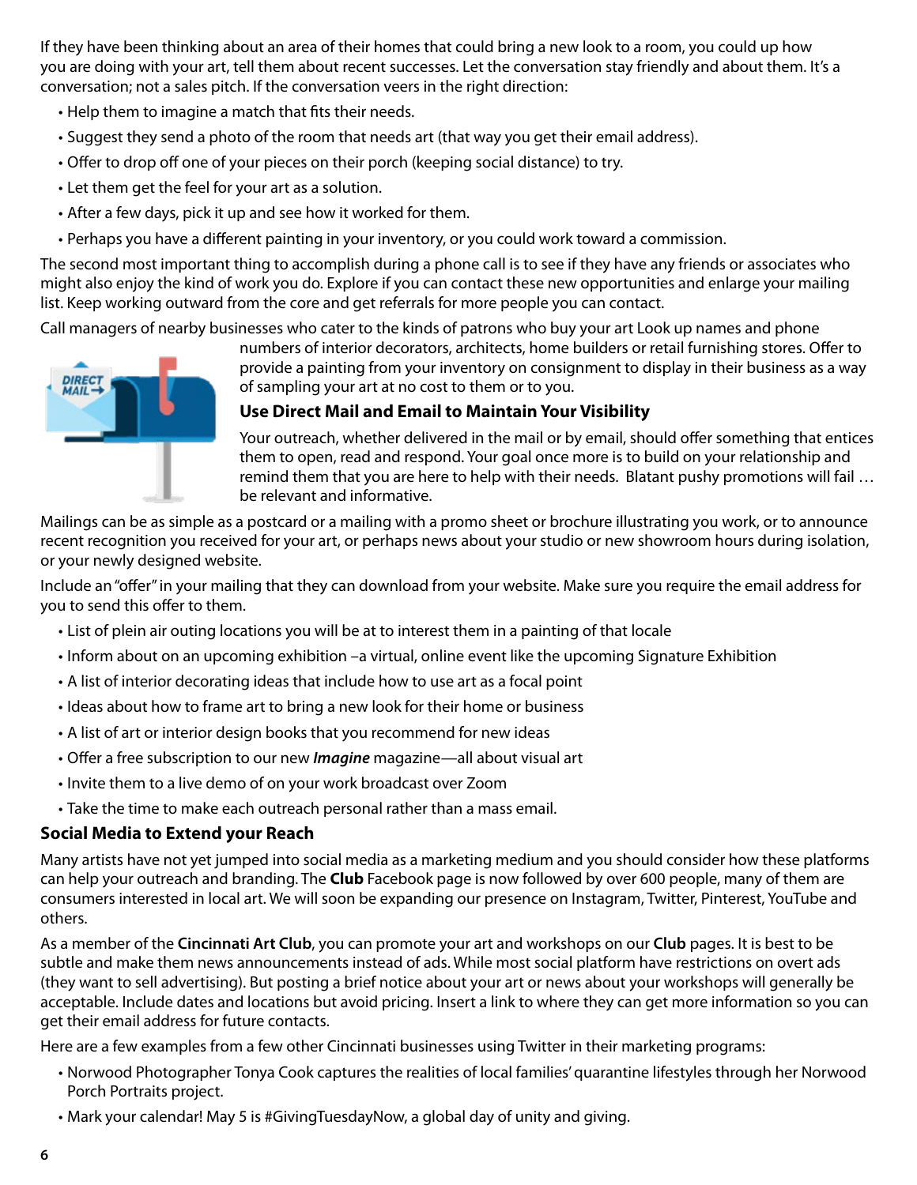If they have been thinking about an area of their homes that could bring a new look to a room, you could up how you are doing with your art, tell them about recent successes. Let the conversation stay friendly and about them. It's a conversation; not a sales pitch. If the conversation veers in the right direction:

- Help them to imagine a match that fits their needs.
- Suggest they send a photo of the room that needs art (that way you get their email address).
- Offer to drop off one of your pieces on their porch (keeping social distance) to try.
- Let them get the feel for your art as a solution.
- After a few days, pick it up and see how it worked for them.
- Perhaps you have a different painting in your inventory, or you could work toward a commission.

The second most important thing to accomplish during a phone call is to see if they have any friends or associates who might also enjoy the kind of work you do. Explore if you can contact these new opportunities and enlarge your mailing list. Keep working outward from the core and get referrals for more people you can contact.

Call managers of nearby businesses who cater to the kinds of patrons who buy your art Look up names and phone numbers of interior decorators, architects, home builders or retail furnishing stores. Offer to provide a painting from your inventory on consignment to display in their business as a way of sampling your art at no cost to them or to you.

### Use Direct Mail and Email to Maintain Your Visibility

Your outreach, whether delivered in the mail or by email, should offer something that entices them to open, read and respond. Your goal once more is to build on your relationship and remind them that you are here to help with their needs. Blatant pushy promotions will fail … be relevant and informative.

Mailings can be as simple as a postcard or a mailing with a promo sheet or brochure illustrating you work, or to announce recent recognition you received for your art, or perhaps news about your studio or new showroom hours during isolation, or your newly designed website.

Include an "offer" in your mailing that they can download from your website. Make sure you require the email address for you to send this offer to them.

- List of plein air outing locations you will be at to interest them in a painting of that locale
- Inform about on an upcoming exhibition –a virtual, online event like the upcoming Signature Exhibition
- A list of interior decorating ideas that include how to use art as a focal point
- Ideas about how to frame art to bring a new look for their home or business
- A list of art or interior design books that you recommend for new ideas
- Offer a free subscription to our new ***Imagine*** magazine—all about visual art
- Invite them to a live demo of on your work broadcast over Zoom
- Take the time to make each outreach personal rather than a mass email.

### Social Media to Extend your Reach

Many artists have not yet jumped into social media as a marketing medium and you should consider how these platforms can help your outreach and branding. The **Club** Facebook page is now followed by over 600 people, many of them are consumers interested in local art. We will soon be expanding our presence on Instagram, Twitter, Pinterest, YouTube and others.

As a member of the **Cincinnati Art Club**, you can promote your art and workshops on our **Club** pages. It is best to be subtle and make them news announcements instead of ads. While most social platform have restrictions on overt ads (they want to sell advertising). But posting a brief notice about your art or news about your workshops will generally be acceptable. Include dates and locations but avoid pricing. Insert a link to where they can get more information so you can get their email address for future contacts.

Here are a few examples from a few other Cincinnati businesses using Twitter in their marketing programs:

- Norwood Photographer Tonya Cook captures the realities of local families' quarantine lifestyles through her Norwood Porch Portraits project.
- Mark your calendar! May 5 is #GivingTuesdayNow, a global day of unity and giving.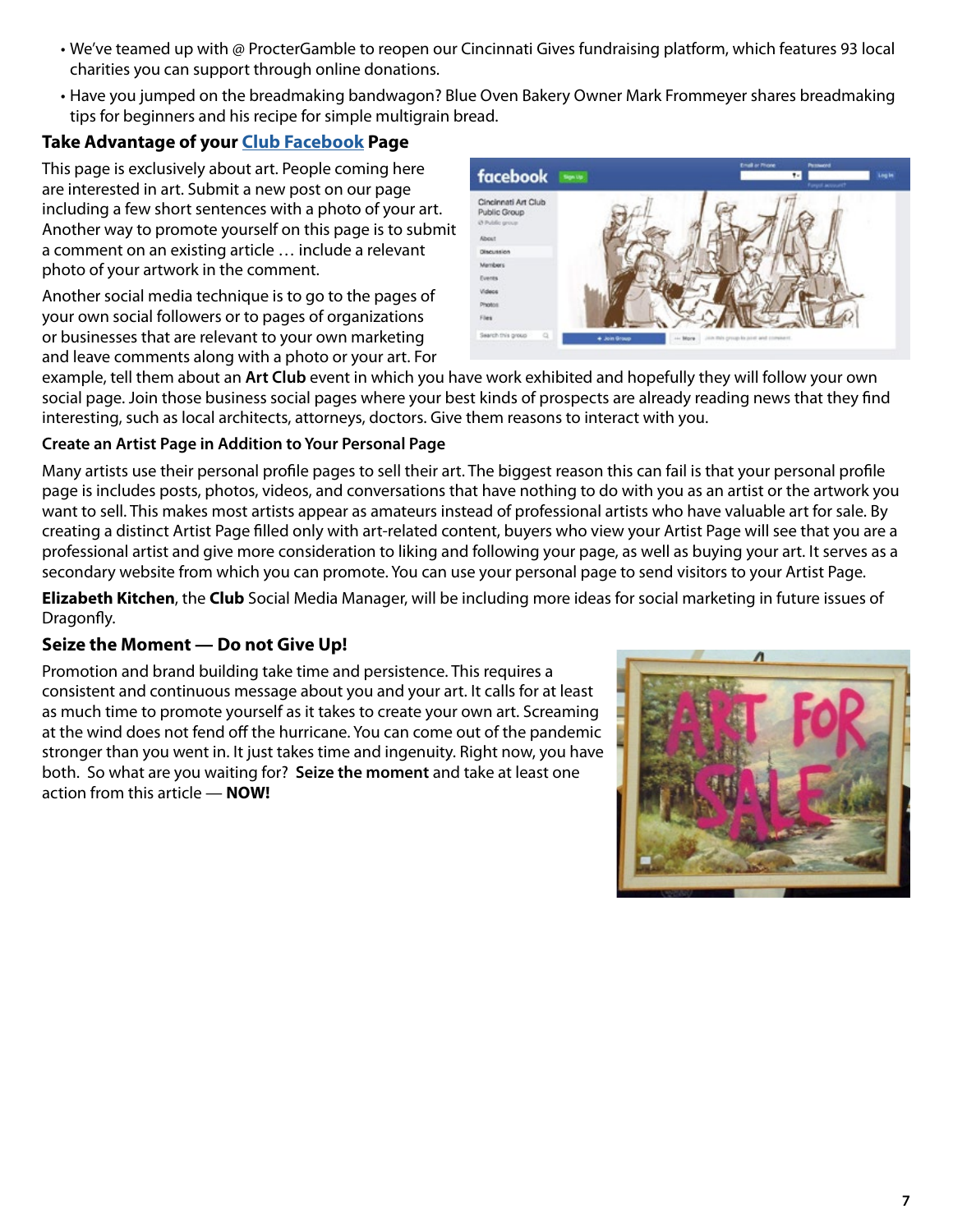- We've teamed up with @ ProcterGamble to reopen our Cincinnati Gives fundraising platform, which features 93 local charities you can support through online donations.
- Have you jumped on the breadmaking bandwagon? Blue Oven Bakery Owner Mark Frommeyer shares breadmaking tips for beginners and his recipe for simple multigrain bread.

### Take Advantage of your Club Facebook Page

This page is exclusively about art. People coming here are interested in art. Submit a new post on our page including a few short sentences with a photo of your art. Another way to promote yourself on this page is to submit a comment on an existing article … include a relevant photo of your artwork in the comment.

Another social media technique is to go to the pages of your own social followers or to pages of organizations or businesses that are relevant to your own marketing and leave comments along with a photo or your art. For example, tell them about an **Art Club** event in which you have work exhibited and hopefully they will follow your own social page. Join those business social pages where your best kinds of prospects are already reading news that they find interesting, such as local architects, attorneys, doctors. Give them reasons to interact with you.

#### Create an Artist Page in Addition to Your Personal Page

Many artists use their personal profile pages to sell their art. The biggest reason this can fail is that your personal profile page is includes posts, photos, videos, and conversations that have nothing to do with you as an artist or the artwork you want to sell. This makes most artists appear as amateurs instead of professional artists who have valuable art for sale. By creating a distinct Artist Page filled only with art-related content, buyers who view your Artist Page will see that you are a professional artist and give more consideration to liking and following your page, as well as buying your art. It serves as a secondary website from which you can promote. You can use your personal page to send visitors to your Artist Page.

**Elizabeth Kitchen**, the **Club** Social Media Manager, will be including more ideas for social marketing in future issues of Dragonfly.

### Seize the Moment — Do not Give Up!

Promotion and brand building take time and persistence. This requires a consistent and continuous message about you and your art. It calls for at least as much time to promote yourself as it takes to create your own art. Screaming at the wind does not fend off the hurricane. You can come out of the pandemic stronger than you went in. It just takes time and ingenuity. Right now, you have both. So what are you waiting for? **Seize the moment** and take at least one action from this article — **NOW!**